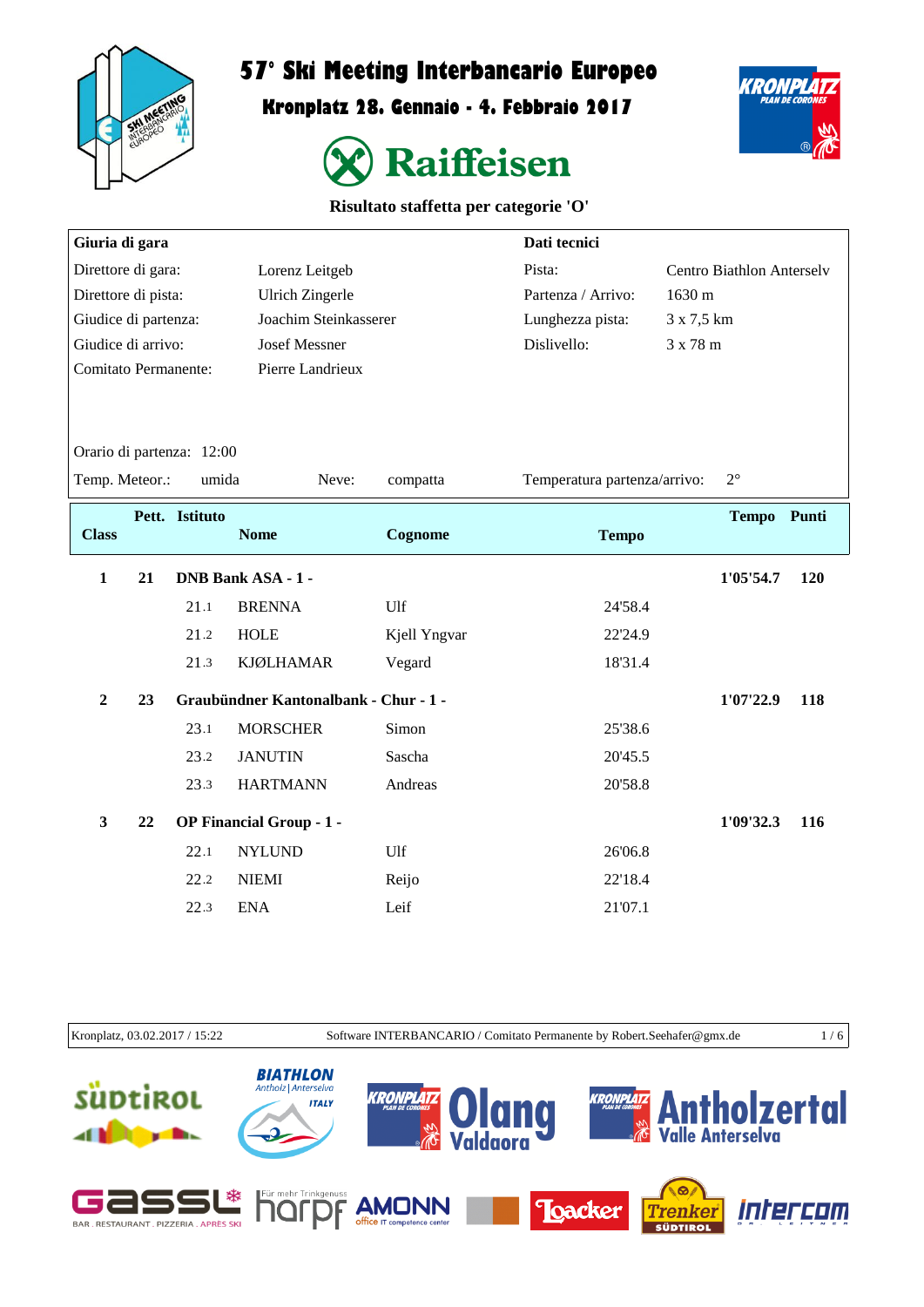# 57° Ski Meeting Interbancario Europeo

## Kronplatz 28. Gennaio - 4. Febbraio 2017

**Raiffeisen**

### Risultato staffetta per categorie 'O'

| **Giuria di gara** | | **Dati tecnici** | |
|---|---|---|---|
| Direttore di gara: | Lorenz Leitgeb | Pista: | Centro Biathlon Anterselv |
| Direttore di pista: | Ulrich Zingerle | Partenza / Arrivo: | 1630 m |
| Giudice di partenza: | Joachim Steinkasserer | Lunghezza pista: | 3 x 7,5 km |
| Giudice di arrivo: | Josef Messner | Dislivello: | 3 x 78 m |
| Comitato Permanente: | Pierre Landrieux | | |

Orario di partenza: 12:00

Temp. Meteor.: umida    Neve: compatta    Temperatura partenza/arrivo: 2°

| Class | Pett. | Istituto / Nome | Cognome | Tempo | Tempo | Punti |
|---|---|---|---|---|---|---|
| 1 | 21 | **DNB Bank ASA - 1 -** | | | **1'05'54.7** | **120** |
| | 21.1 | BRENNA | Ulf | 24'58.4 | | |
| | 21.2 | HOLE | Kjell Yngvar | 22'24.9 | | |
| | 21.3 | KJØLHAMAR | Vegard | 18'31.4 | | |
| 2 | 23 | **Graubündner Kantonalbank - Chur - 1 -** | | | **1'07'22.9** | **118** |
| | 23.1 | MORSCHER | Simon | 25'38.6 | | |
| | 23.2 | JANUTIN | Sascha | 20'45.5 | | |
| | 23.3 | HARTMANN | Andreas | 20'58.8 | | |
| 3 | 22 | **OP Financial Group - 1 -** | | | **1'09'32.3** | **116** |
| | 22.1 | NYLUND | Ulf | 26'06.8 | | |
| | 22.2 | NIEMI | Reijo | 22'18.4 | | |
| | 22.3 | ENA | Leif | 21'07.1 | | |

Kronplatz, 03.02.2017 / 15:22    Software INTERBANCARIO / Comitato Permanente by Robert.Seehafer@gmx.de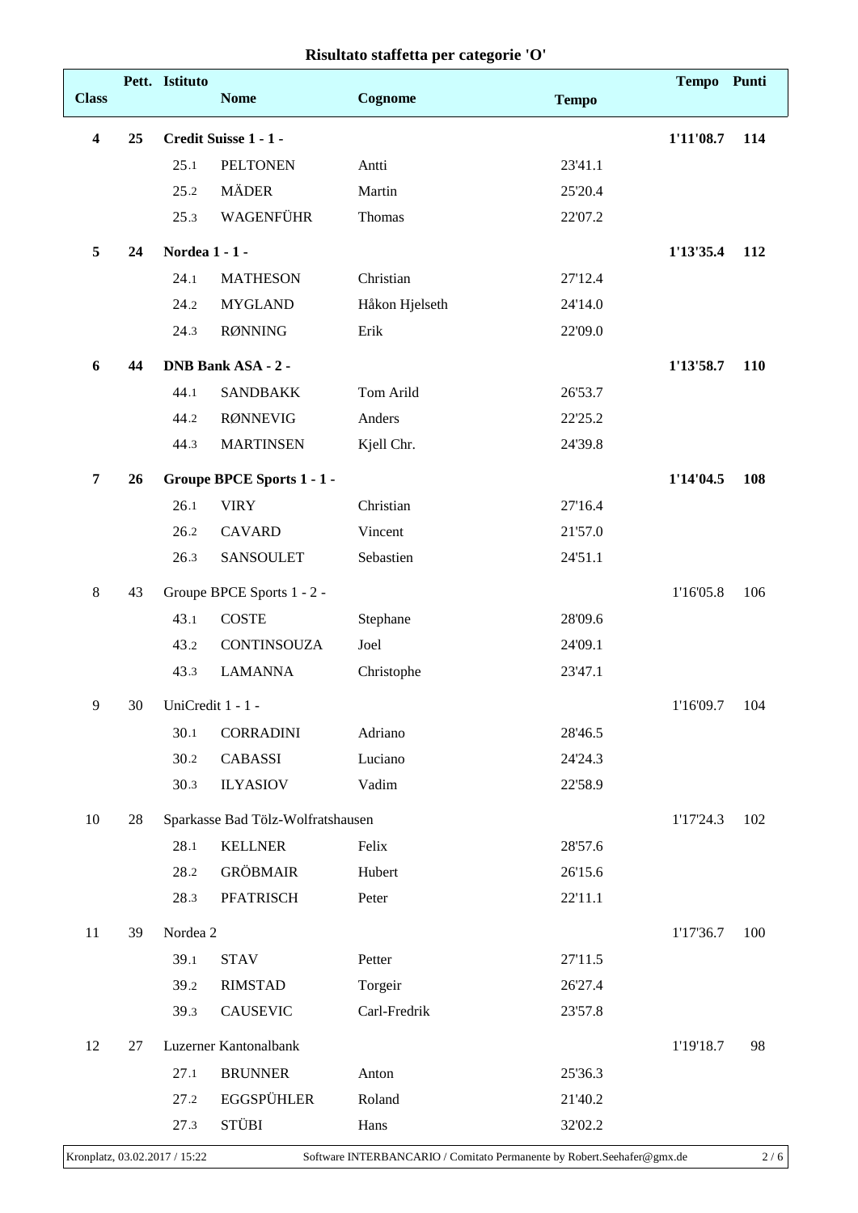# Risultato staffetta per categorie 'O'

| Class | Pett. | Istituto | Nome | Cognome | Tempo | Tempo | Punti |
|---|---|---|---|---|---|---|---|
| **4** | **25** | **Credit Suisse 1 - 1 -** | | | | **1'11'08.7** | **114** |
| | | 25.1 | PELTONEN | Antti | 23'41.1 | | |
| | | 25.2 | MÄDER | Martin | 25'20.4 | | |
| | | 25.3 | WAGENFÜHR | Thomas | 22'07.2 | | |
| **5** | **24** | **Nordea 1 - 1 -** | | | | **1'13'35.4** | **112** |
| | | 24.1 | MATHESON | Christian | 27'12.4 | | |
| | | 24.2 | MYGLAND | Håkon Hjelseth | 24'14.0 | | |
| | | 24.3 | RØNNING | Erik | 22'09.0 | | |
| **6** | **44** | **DNB Bank ASA - 2 -** | | | | **1'13'58.7** | **110** |
| | | 44.1 | SANDBAKK | Tom Arild | 26'53.7 | | |
| | | 44.2 | RØNNEVIG | Anders | 22'25.2 | | |
| | | 44.3 | MARTINSEN | Kjell Chr. | 24'39.8 | | |
| **7** | **26** | **Groupe BPCE Sports 1 - 1 -** | | | | **1'14'04.5** | **108** |
| | | 26.1 | VIRY | Christian | 27'16.4 | | |
| | | 26.2 | CAVARD | Vincent | 21'57.0 | | |
| | | 26.3 | SANSOULET | Sebastien | 24'51.1 | | |
| 8 | 43 | Groupe BPCE Sports 1 - 2 - | | | | 1'16'05.8 | 106 |
| | | 43.1 | COSTE | Stephane | 28'09.6 | | |
| | | 43.2 | CONTINSOUZA | Joel | 24'09.1 | | |
| | | 43.3 | LAMANNA | Christophe | 23'47.1 | | |
| 9 | 30 | UniCredit 1 - 1 - | | | | 1'16'09.7 | 104 |
| | | 30.1 | CORRADINI | Adriano | 28'46.5 | | |
| | | 30.2 | CABASSI | Luciano | 24'24.3 | | |
| | | 30.3 | ILYASIOV | Vadim | 22'58.9 | | |
| 10 | 28 | Sparkasse Bad Tölz-Wolfratshausen | | | | 1'17'24.3 | 102 |
| | | 28.1 | KELLNER | Felix | 28'57.6 | | |
| | | 28.2 | GRÖBMAIR | Hubert | 26'15.6 | | |
| | | 28.3 | PFATRISCH | Peter | 22'11.1 | | |
| 11 | 39 | Nordea 2 | | | | 1'17'36.7 | 100 |
| | | 39.1 | STAV | Petter | 27'11.5 | | |
| | | 39.2 | RIMSTAD | Torgeir | 26'27.4 | | |
| | | 39.3 | CAUSEVIC | Carl-Fredrik | 23'57.8 | | |
| 12 | 27 | Luzerner Kantonalbank | | | | 1'19'18.7 | 98 |
| | | 27.1 | BRUNNER | Anton | 25'36.3 | | |
| | | 27.2 | EGGSPÜHLER | Roland | 21'40.2 | | |
| | | 27.3 | STÜBI | Hans | 32'02.2 | | |

Kronplatz, 03.02.2017 / 15:22 — Software INTERBANCARIO / Comitato Permanente by Robert.Seehafer@gmx.de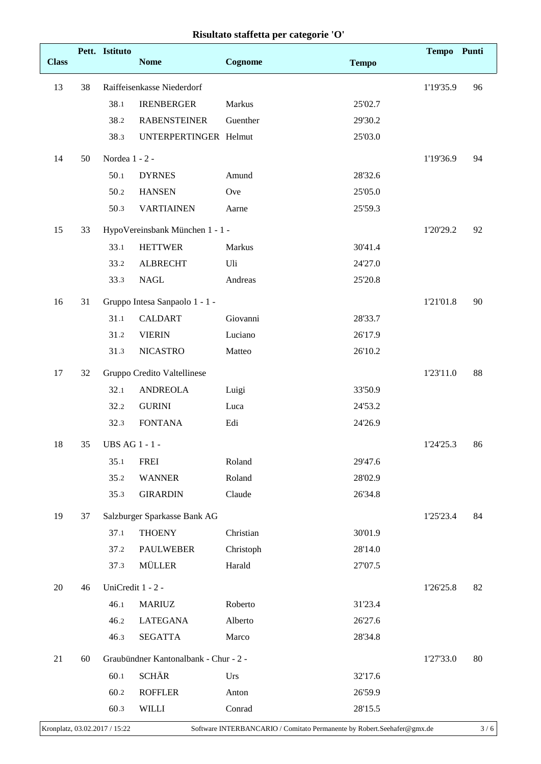# Risultato staffetta per categorie 'O'

| Class | Pett. | Istituto | Nome | Cognome | Tempo | Tempo | Punti |
|---|---|---|---|---|---|---|---|
| 13 | 38 | Raiffeisenkasse Niederdorf | | | | 1'19'35.9 | 96 |
| | | 38.1 | IRENBERGER | Markus | 25'02.7 | | |
| | | 38.2 | RABENSTEINER | Guenther | 29'30.2 | | |
| | | 38.3 | UNTERPERTINGER | Helmut | 25'03.0 | | |
| 14 | 50 | Nordea 1 - 2 - | | | | 1'19'36.9 | 94 |
| | | 50.1 | DYRNES | Amund | 28'32.6 | | |
| | | 50.2 | HANSEN | Ove | 25'05.0 | | |
| | | 50.3 | VARTIAINEN | Aarne | 25'59.3 | | |
| 15 | 33 | HypoVereinsbank München 1 - 1 - | | | | 1'20'29.2 | 92 |
| | | 33.1 | HETTWER | Markus | 30'41.4 | | |
| | | 33.2 | ALBRECHT | Uli | 24'27.0 | | |
| | | 33.3 | NAGL | Andreas | 25'20.8 | | |
| 16 | 31 | Gruppo Intesa Sanpaolo 1 - 1 - | | | | 1'21'01.8 | 90 |
| | | 31.1 | CALDART | Giovanni | 28'33.7 | | |
| | | 31.2 | VIERIN | Luciano | 26'17.9 | | |
| | | 31.3 | NICASTRO | Matteo | 26'10.2 | | |
| 17 | 32 | Gruppo Credito Valtellinese | | | | 1'23'11.0 | 88 |
| | | 32.1 | ANDREOLA | Luigi | 33'50.9 | | |
| | | 32.2 | GURINI | Luca | 24'53.2 | | |
| | | 32.3 | FONTANA | Edi | 24'26.9 | | |
| 18 | 35 | UBS AG 1 - 1 - | | | | 1'24'25.3 | 86 |
| | | 35.1 | FREI | Roland | 29'47.6 | | |
| | | 35.2 | WANNER | Roland | 28'02.9 | | |
| | | 35.3 | GIRARDIN | Claude | 26'34.8 | | |
| 19 | 37 | Salzburger Sparkasse Bank AG | | | | 1'25'23.4 | 84 |
| | | 37.1 | THOENY | Christian | 30'01.9 | | |
| | | 37.2 | PAULWEBER | Christoph | 28'14.0 | | |
| | | 37.3 | MÜLLER | Harald | 27'07.5 | | |
| 20 | 46 | UniCredit 1 - 2 - | | | | 1'26'25.8 | 82 |
| | | 46.1 | MARIUZ | Roberto | 31'23.4 | | |
| | | 46.2 | LATEGANA | Alberto | 26'27.6 | | |
| | | 46.3 | SEGATTA | Marco | 28'34.8 | | |
| 21 | 60 | Graubündner Kantonalbank - Chur - 2 - | | | | 1'27'33.0 | 80 |
| | | 60.1 | SCHÄR | Urs | 32'17.6 | | |
| | | 60.2 | ROFFLER | Anton | 26'59.9 | | |
| | | 60.3 | WILLI | Conrad | 28'15.5 | | |

Kronplatz, 03.02.2017 / 15:22 — Software INTERBANCARIO / Comitato Permanente by Robert.Seehafer@gmx.de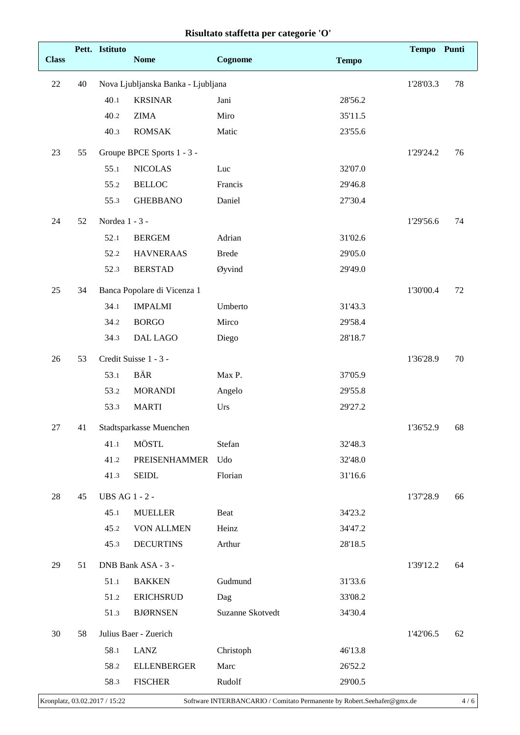## Risultato staffetta per categorie 'O'

| Class | Pett. | Istituto | Nome | Cognome | Tempo | Tempo | Punti |
|---|---|---|---|---|---|---|---|
| 22 | 40 | Nova Ljubljanska Banka - Ljubljana | | | | 1'28'03.3 | 78 |
| | | 40.1 | KRSINAR | Jani | 28'56.2 | | |
| | | 40.2 | ZIMA | Miro | 35'11.5 | | |
| | | 40.3 | ROMSAK | Matic | 23'55.6 | | |
| 23 | 55 | Groupe BPCE Sports 1 - 3 - | | | | 1'29'24.2 | 76 |
| | | 55.1 | NICOLAS | Luc | 32'07.0 | | |
| | | 55.2 | BELLOC | Francis | 29'46.8 | | |
| | | 55.3 | GHEBBANO | Daniel | 27'30.4 | | |
| 24 | 52 | Nordea 1 - 3 - | | | | 1'29'56.6 | 74 |
| | | 52.1 | BERGEM | Adrian | 31'02.6 | | |
| | | 52.2 | HAVNERAAS | Brede | 29'05.0 | | |
| | | 52.3 | BERSTAD | Øyvind | 29'49.0 | | |
| 25 | 34 | Banca Popolare di Vicenza 1 | | | | 1'30'00.4 | 72 |
| | | 34.1 | IMPALMI | Umberto | 31'43.3 | | |
| | | 34.2 | BORGO | Mirco | 29'58.4 | | |
| | | 34.3 | DAL LAGO | Diego | 28'18.7 | | |
| 26 | 53 | Credit Suisse 1 - 3 - | | | | 1'36'28.9 | 70 |
| | | 53.1 | BÄR | Max P. | 37'05.9 | | |
| | | 53.2 | MORANDI | Angelo | 29'55.8 | | |
| | | 53.3 | MARTI | Urs | 29'27.2 | | |
| 27 | 41 | Stadtsparkasse Muenchen | | | | 1'36'52.9 | 68 |
| | | 41.1 | MÖSTL | Stefan | 32'48.3 | | |
| | | 41.2 | PREISENHAMMER | Udo | 32'48.0 | | |
| | | 41.3 | SEIDL | Florian | 31'16.6 | | |
| 28 | 45 | UBS AG 1 - 2 - | | | | 1'37'28.9 | 66 |
| | | 45.1 | MUELLER | Beat | 34'23.2 | | |
| | | 45.2 | VON ALLMEN | Heinz | 34'47.2 | | |
| | | 45.3 | DECURTINS | Arthur | 28'18.5 | | |
| 29 | 51 | DNB Bank ASA - 3 - | | | | 1'39'12.2 | 64 |
| | | 51.1 | BAKKEN | Gudmund | 31'33.6 | | |
| | | 51.2 | ERICHSRUD | Dag | 33'08.2 | | |
| | | 51.3 | BJØRNSEN | Suzanne Skotvedt | 34'30.4 | | |
| 30 | 58 | Julius Baer - Zuerich | | | | 1'42'06.5 | 62 |
| | | 58.1 | LANZ | Christoph | 46'13.8 | | |
| | | 58.2 | ELLENBERGER | Marc | 26'52.2 | | |
| | | 58.3 | FISCHER | Rudolf | 29'00.5 | | |

Kronplatz, 03.02.2017 / 15:22 — Software INTERBANCARIO / Comitato Permanente by Robert.Seehafer@gmx.de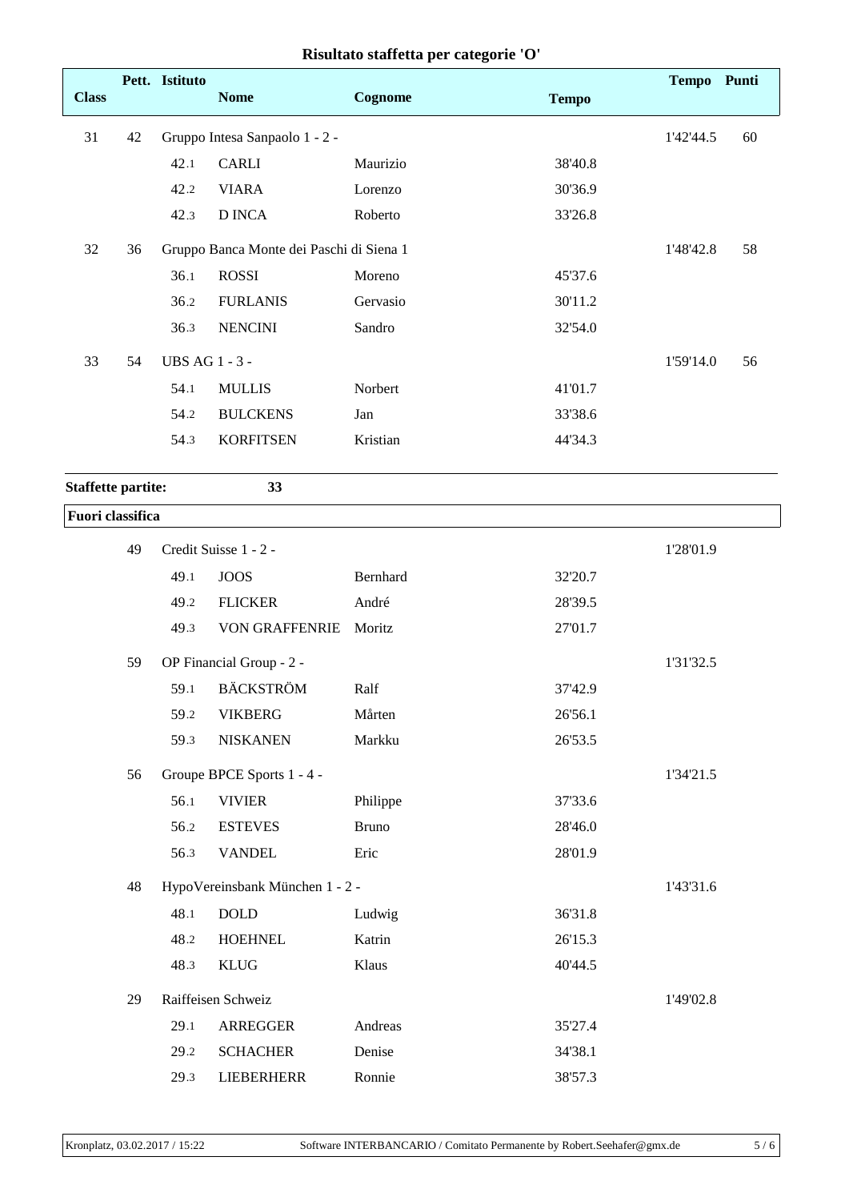# Risultato staffetta per categorie 'O'

| Class | Pett. | Istituto | Nome | Cognome | Tempo | Tempo | Punti |
|---|---|---|---|---|---|---|---|
| 31 | 42 | Gruppo Intesa Sanpaolo 1 - 2 - | | | | 1'42'44.5 | 60 |
| | | 42.1 | CARLI | Maurizio | 38'40.8 | | |
| | | 42.2 | VIARA | Lorenzo | 30'36.9 | | |
| | | 42.3 | D INCA | Roberto | 33'26.8 | | |
| 32 | 36 | Gruppo Banca Monte dei Paschi di Siena 1 | | | | 1'48'42.8 | 58 |
| | | 36.1 | ROSSI | Moreno | 45'37.6 | | |
| | | 36.2 | FURLANIS | Gervasio | 30'11.2 | | |
| | | 36.3 | NENCINI | Sandro | 32'54.0 | | |
| 33 | 54 | UBS AG 1 - 3 - | | | | 1'59'14.0 | 56 |
| | | 54.1 | MULLIS | Norbert | 41'01.7 | | |
| | | 54.2 | BULCKENS | Jan | 33'38.6 | | |
| | | 54.3 | KORFITSEN | Kristian | 44'34.3 | | |

**Staffette partite:** **33**

**Fuori classifica**

| Class | Pett. | Istituto | Nome | Cognome | Tempo | Tempo | Punti |
|---|---|---|---|---|---|---|---|
| | 49 | Credit Suisse 1 - 2 - | | | | 1'28'01.9 | |
| | | 49.1 | JOOS | Bernhard | 32'20.7 | | |
| | | 49.2 | FLICKER | André | 28'39.5 | | |
| | | 49.3 | VON GRAFFENRIE | Moritz | 27'01.7 | | |
| | 59 | OP Financial Group - 2 - | | | | 1'31'32.5 | |
| | | 59.1 | BÄCKSTRÖM | Ralf | 37'42.9 | | |
| | | 59.2 | VIKBERG | Mårten | 26'56.1 | | |
| | | 59.3 | NISKANEN | Markku | 26'53.5 | | |
| | 56 | Groupe BPCE Sports 1 - 4 - | | | | 1'34'21.5 | |
| | | 56.1 | VIVIER | Philippe | 37'33.6 | | |
| | | 56.2 | ESTEVES | Bruno | 28'46.0 | | |
| | | 56.3 | VANDEL | Eric | 28'01.9 | | |
| | 48 | HypoVereinsbank München 1 - 2 - | | | | 1'43'31.6 | |
| | | 48.1 | DOLD | Ludwig | 36'31.8 | | |
| | | 48.2 | HOEHNEL | Katrin | 26'15.3 | | |
| | | 48.3 | KLUG | Klaus | 40'44.5 | | |
| | 29 | Raiffeisen Schweiz | | | | 1'49'02.8 | |
| | | 29.1 | ARREGGER | Andreas | 35'27.4 | | |
| | | 29.2 | SCHACHER | Denise | 34'38.1 | | |
| | | 29.3 | LIEBERHERR | Ronnie | 38'57.3 | | |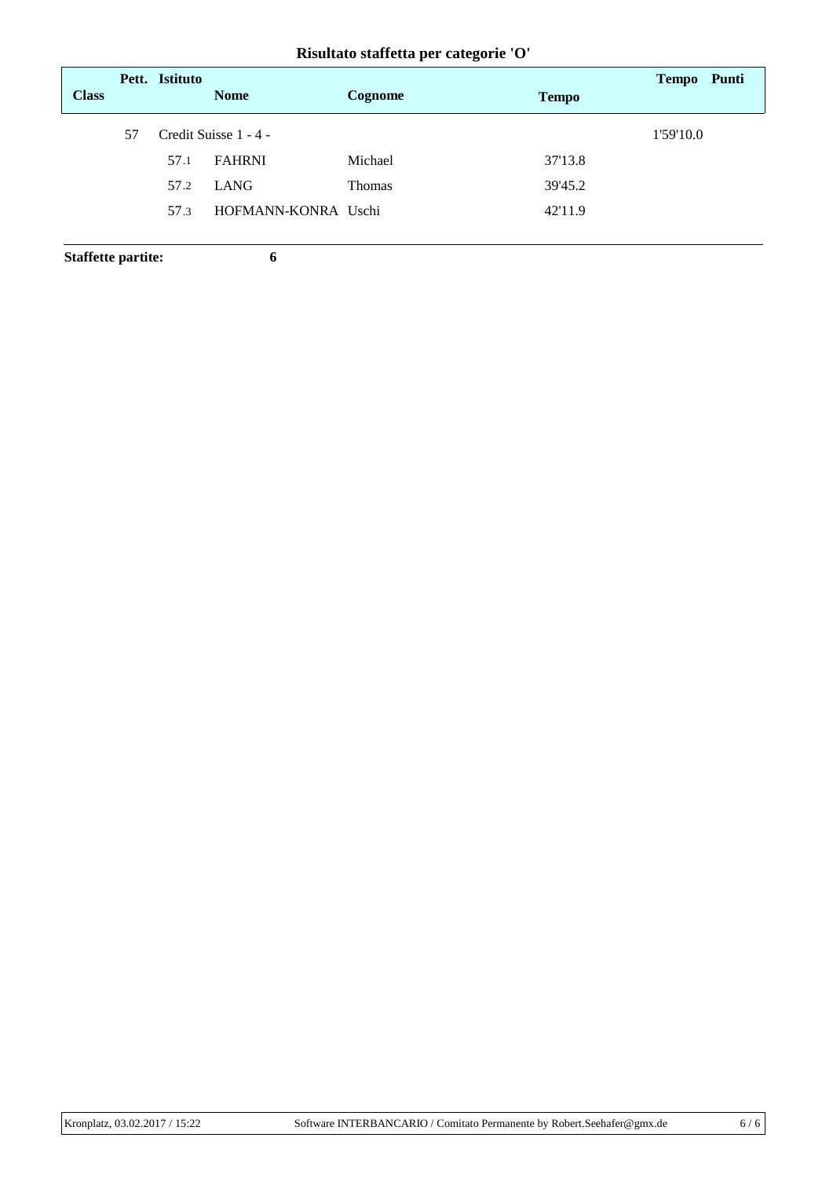# Risultato staffetta per categorie 'O'

| Class | Pett. | Istituto / Nome | Cognome | Tempo | Tempo | Punti |
|---|---|---|---|---|---|---|
| | 57 | Credit Suisse 1 - 4 - | | | 1'59'10.0 | |
| | 57.1 | FAHRNI | Michael | 37'13.8 | | |
| | 57.2 | LANG | Thomas | 39'45.2 | | |
| | 57.3 | HOFMANN-KONRA | Uschi | 42'11.9 | | |

**Staffette partite:** **6**

Kronplatz, 03.02.2017 / 15:22 — Software INTERBANCARIO / Comitato Permanente by Robert.Seehafer@gmx.de